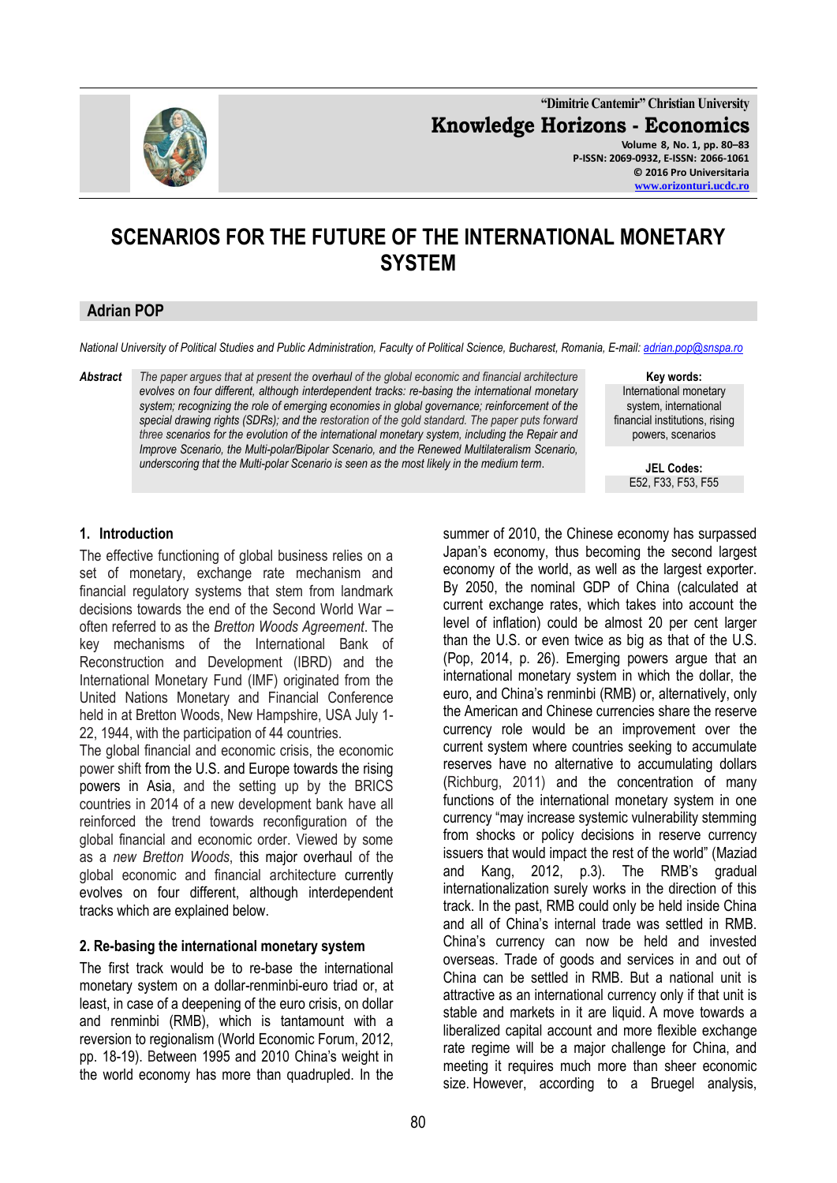# SCENARIOS FOR THE FUTURE OF THE INTERNATIONAL MONETARY SYSTEM

**Adrian POP**

*National University of Political Studies and Public Administration, Faculty of Political Science, Bucharest, Romania, E-mail: adrian.pop@snspa.ro*

***Abstract*** *The paper argues that at present the overhaul of the global economic and financial architecture evolves on four different, although interdependent tracks: re-basing the international monetary system; recognizing the role of emerging economies in global governance; reinforcement of the special drawing rights (SDRs); and the restoration of the gold standard. The paper puts forward three scenarios for the evolution of the international monetary system, including the Repair and Improve Scenario, the Multi-polar/Bipolar Scenario, and the Renewed Multilateralism Scenario, underscoring that the Multi-polar Scenario is seen as the most likely in the medium term.*

**Key words:** International monetary system, international financial institutions, rising powers, scenarios

**JEL Codes:** E52, F33, F53, F55

## 1. Introduction

The effective functioning of global business relies on a set of monetary, exchange rate mechanism and financial regulatory systems that stem from landmark decisions towards the end of the Second World War – often referred to as the *Bretton Woods Agreement*. The key mechanisms of the International Bank of Reconstruction and Development (IBRD) and the International Monetary Fund (IMF) originated from the United Nations Monetary and Financial Conference held in at Bretton Woods, New Hampshire, USA July 1-22, 1944, with the participation of 44 countries.

The global financial and economic crisis, the economic power shift from the U.S. and Europe towards the rising powers in Asia, and the setting up by the BRICS countries in 2014 of a new development bank have all reinforced the trend towards reconfiguration of the global financial and economic order. Viewed by some as a *new Bretton Woods*, this major overhaul of the global economic and financial architecture currently evolves on four different, although interdependent tracks which are explained below.

## 2. Re-basing the international monetary system

The first track would be to re-base the international monetary system on a dollar-renminbi-euro triad or, at least, in case of a deepening of the euro crisis, on dollar and renminbi (RMB), which is tantamount with a reversion to regionalism (World Economic Forum, 2012, pp. 18-19). Between 1995 and 2010 China's weight in the world economy has more than quadrupled. In the summer of 2010, the Chinese economy has surpassed Japan's economy, thus becoming the second largest economy of the world, as well as the largest exporter. By 2050, the nominal GDP of China (calculated at current exchange rates, which takes into account the level of inflation) could be almost 20 per cent larger than the U.S. or even twice as big as that of the U.S. (Pop, 2014, p. 26). Emerging powers argue that an international monetary system in which the dollar, the euro, and China's renminbi (RMB) or, alternatively, only the American and Chinese currencies share the reserve currency role would be an improvement over the current system where countries seeking to accumulate reserves have no alternative to accumulating dollars (Richburg, 2011) and the concentration of many functions of the international monetary system in one currency "may increase systemic vulnerability stemming from shocks or policy decisions in reserve currency issuers that would impact the rest of the world" (Maziad and Kang, 2012, p.3). The RMB's gradual internationalization surely works in the direction of this track. In the past, RMB could only be held inside China and all of China's internal trade was settled in RMB. China's currency can now be held and invested overseas. Trade of goods and services in and out of China can be settled in RMB. But a national unit is attractive as an international currency only if that unit is stable and markets in it are liquid. A move towards a liberalized capital account and more flexible exchange rate regime will be a major challenge for China, and meeting it requires much more than sheer economic size. However, according to a Bruegel analysis,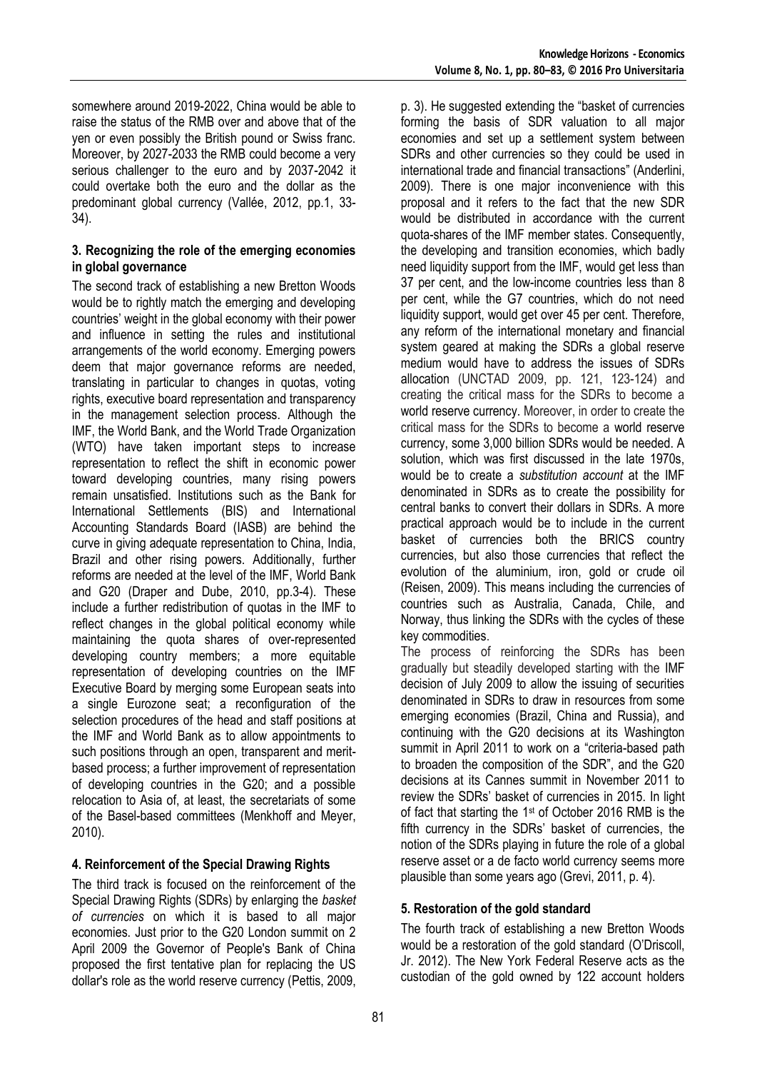somewhere around 2019-2022, China would be able to raise the status of the RMB over and above that of the yen or even possibly the British pound or Swiss franc. Moreover, by 2027-2033 the RMB could become a very serious challenger to the euro and by 2037-2042 it could overtake both the euro and the dollar as the predominant global currency (Vallée, 2012, pp.1, 33-34).

### 3. Recognizing the role of the emerging economies in global governance

The second track of establishing a new Bretton Woods would be to rightly match the emerging and developing countries' weight in the global economy with their power and influence in setting the rules and institutional arrangements of the world economy. Emerging powers deem that major governance reforms are needed, translating in particular to changes in quotas, voting rights, executive board representation and transparency in the management selection process. Although the IMF, the World Bank, and the World Trade Organization (WTO) have taken important steps to increase representation to reflect the shift in economic power toward developing countries, many rising powers remain unsatisfied. Institutions such as the Bank for International Settlements (BIS) and International Accounting Standards Board (IASB) are behind the curve in giving adequate representation to China, India, Brazil and other rising powers. Additionally, further reforms are needed at the level of the IMF, World Bank and G20 (Draper and Dube, 2010, pp.3-4). These include a further redistribution of quotas in the IMF to reflect changes in the global political economy while maintaining the quota shares of over-represented developing country members; a more equitable representation of developing countries on the IMF Executive Board by merging some European seats into a single Eurozone seat; a reconfiguration of the selection procedures of the head and staff positions at the IMF and World Bank as to allow appointments to such positions through an open, transparent and merit-based process; a further improvement of representation of developing countries in the G20; and a possible relocation to Asia of, at least, the secretariats of some of the Basel-based committees (Menkhoff and Meyer, 2010).

### 4. Reinforcement of the Special Drawing Rights

The third track is focused on the reinforcement of the Special Drawing Rights (SDRs) by enlarging the *basket of currencies* on which it is based to all major economies. Just prior to the G20 London summit on 2 April 2009 the Governor of People's Bank of China proposed the first tentative plan for replacing the US dollar's role as the world reserve currency (Pettis, 2009, p. 3). He suggested extending the "basket of currencies forming the basis of SDR valuation to all major economies and set up a settlement system between SDRs and other currencies so they could be used in international trade and financial transactions" (Anderlini, 2009). There is one major inconvenience with this proposal and it refers to the fact that the new SDR would be distributed in accordance with the current quota-shares of the IMF member states. Consequently, the developing and transition economies, which badly need liquidity support from the IMF, would get less than 37 per cent, and the low-income countries less than 8 per cent, while the G7 countries, which do not need liquidity support, would get over 45 per cent. Therefore, any reform of the international monetary and financial system geared at making the SDRs a global reserve medium would have to address the issues of SDRs allocation (UNCTAD 2009, pp. 121, 123-124) and creating the critical mass for the SDRs to become a world reserve currency. Moreover, in order to create the critical mass for the SDRs to become a world reserve currency, some 3,000 billion SDRs would be needed. A solution, which was first discussed in the late 1970s, would be to create a *substitution account* at the IMF denominated in SDRs as to create the possibility for central banks to convert their dollars in SDRs. A more practical approach would be to include in the current basket of currencies both the BRICS country currencies, but also those currencies that reflect the evolution of the aluminium, iron, gold or crude oil (Reisen, 2009). This means including the currencies of countries such as Australia, Canada, Chile, and Norway, thus linking the SDRs with the cycles of these key commodities.

The process of reinforcing the SDRs has been gradually but steadily developed starting with the IMF decision of July 2009 to allow the issuing of securities denominated in SDRs to draw in resources from some emerging economies (Brazil, China and Russia), and continuing with the G20 decisions at its Washington summit in April 2011 to work on a "criteria-based path to broaden the composition of the SDR", and the G20 decisions at its Cannes summit in November 2011 to review the SDRs' basket of currencies in 2015. In light of fact that starting the 1st of October 2016 RMB is the fifth currency in the SDRs' basket of currencies, the notion of the SDRs playing in future the role of a global reserve asset or a de facto world currency seems more plausible than some years ago (Grevi, 2011, p. 4).

### 5. Restoration of the gold standard

The fourth track of establishing a new Bretton Woods would be a restoration of the gold standard (O'Driscoll, Jr. 2012). The New York Federal Reserve acts as the custodian of the gold owned by 122 account holders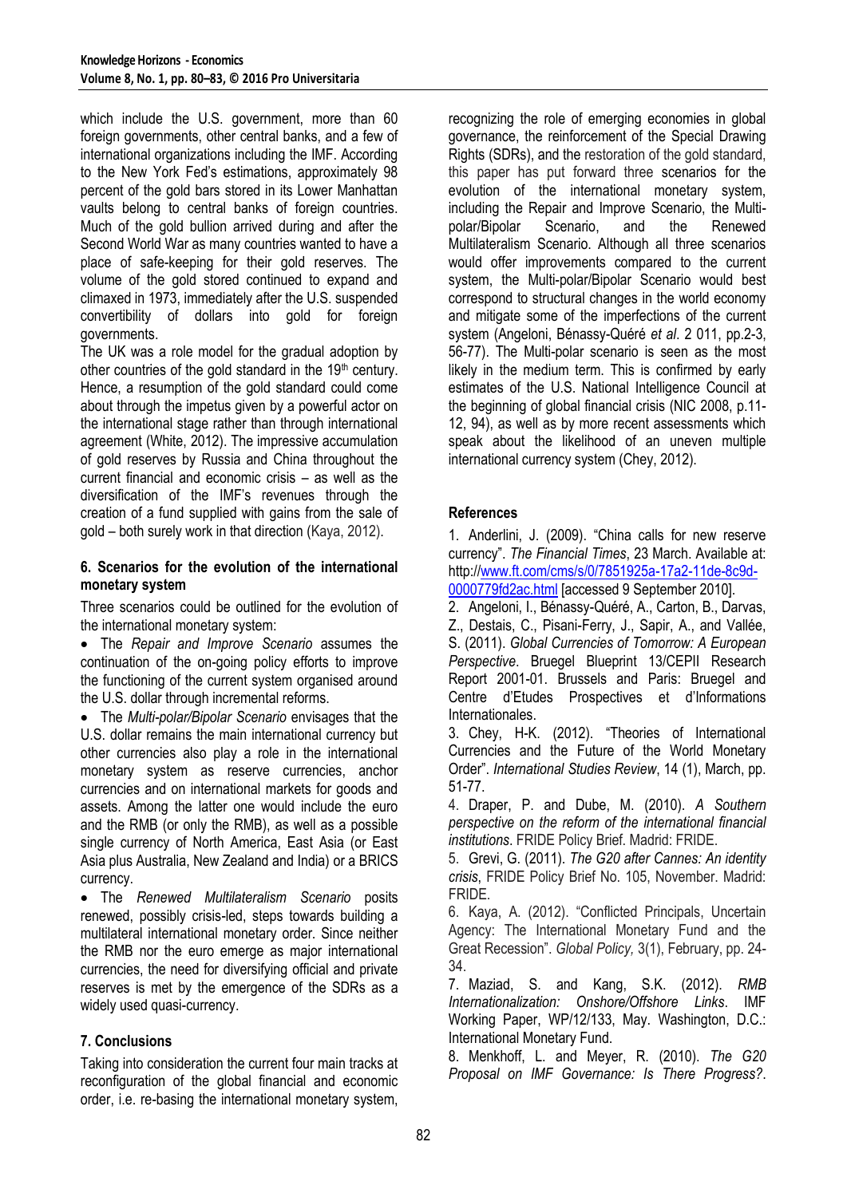which include the U.S. government, more than 60 foreign governments, other central banks, and a few of international organizations including the IMF. According to the New York Fed's estimations, approximately 98 percent of the gold bars stored in its Lower Manhattan vaults belong to central banks of foreign countries. Much of the gold bullion arrived during and after the Second World War as many countries wanted to have a place of safe-keeping for their gold reserves. The volume of the gold stored continued to expand and climaxed in 1973, immediately after the U.S. suspended convertibility of dollars into gold for foreign governments.

The UK was a role model for the gradual adoption by other countries of the gold standard in the 19th century. Hence, a resumption of the gold standard could come about through the impetus given by a powerful actor on the international stage rather than through international agreement (White, 2012). The impressive accumulation of gold reserves by Russia and China throughout the current financial and economic crisis – as well as the diversification of the IMF's revenues through the creation of a fund supplied with gains from the sale of gold – both surely work in that direction (Kaya, 2012).

### 6. Scenarios for the evolution of the international monetary system

Three scenarios could be outlined for the evolution of the international monetary system:

- The *Repair and Improve Scenario* assumes the continuation of the on-going policy efforts to improve the functioning of the current system organised around the U.S. dollar through incremental reforms.
- The *Multi-polar/Bipolar Scenario* envisages that the U.S. dollar remains the main international currency but other currencies also play a role in the international monetary system as reserve currencies, anchor currencies and on international markets for goods and assets. Among the latter one would include the euro and the RMB (or only the RMB), as well as a possible single currency of North America, East Asia (or East Asia plus Australia, New Zealand and India) or a BRICS currency.
- The *Renewed Multilateralism Scenario* posits renewed, possibly crisis-led, steps towards building a multilateral international monetary order. Since neither the RMB nor the euro emerge as major international currencies, the need for diversifying official and private reserves is met by the emergence of the SDRs as a widely used quasi-currency.

### 7. Conclusions

Taking into consideration the current four main tracks at reconfiguration of the global financial and economic order, i.e. re-basing the international monetary system, recognizing the role of emerging economies in global governance, the reinforcement of the Special Drawing Rights (SDRs), and the restoration of the gold standard, this paper has put forward three scenarios for the evolution of the international monetary system, including the Repair and Improve Scenario, the Multi-polar/Bipolar Scenario, and the Renewed Multilateralism Scenario. Although all three scenarios would offer improvements compared to the current system, the Multi-polar/Bipolar Scenario would best correspond to structural changes in the world economy and mitigate some of the imperfections of the current system (Angeloni, Bénassy-Quéré *et al*. 2 011, pp.2-3, 56-77). The Multi-polar scenario is seen as the most likely in the medium term. This is confirmed by early estimates of the U.S. National Intelligence Council at the beginning of global financial crisis (NIC 2008, p.11-12, 94), as well as by more recent assessments which speak about the likelihood of an uneven multiple international currency system (Chey, 2012).

### References

1. Anderlini, J. (2009). "China calls for new reserve currency". *The Financial Times*, 23 March. Available at: http://www.ft.com/cms/s/0/7851925a-17a2-11de-8c9d-0000779fd2ac.html [accessed 9 September 2010].
2. Angeloni, I., Bénassy-Quéré, A., Carton, B., Darvas, Z., Destais, C., Pisani-Ferry, J., Sapir, A., and Vallée, S. (2011). *Global Currencies of Tomorrow: A European Perspective*. Bruegel Blueprint 13/CEPII Research Report 2001-01. Brussels and Paris: Bruegel and Centre d'Etudes Prospectives et d'Informations Internationales.
3. Chey, H-K. (2012). "Theories of International Currencies and the Future of the World Monetary Order". *International Studies Review*, 14 (1), March, pp. 51-77.
4. Draper, P. and Dube, M. (2010). *A Southern perspective on the reform of the international financial institutions*. FRIDE Policy Brief. Madrid: FRIDE.
5. Grevi, G. (2011). *The G20 after Cannes: An identity crisis*, FRIDE Policy Brief No. 105, November. Madrid: FRIDE.
6. Kaya, A. (2012). "Conflicted Principals, Uncertain Agency: The International Monetary Fund and the Great Recession". *Global Policy,* 3(1), February, pp. 24-34.
7. Maziad, S. and Kang, S.K. (2012). *RMB Internationalization: Onshore/Offshore Links*. IMF Working Paper, WP/12/133, May. Washington, D.C.: International Monetary Fund.
8. Menkhoff, L. and Meyer, R. (2010). *The G20 Proposal on IMF Governance: Is There Progress?*.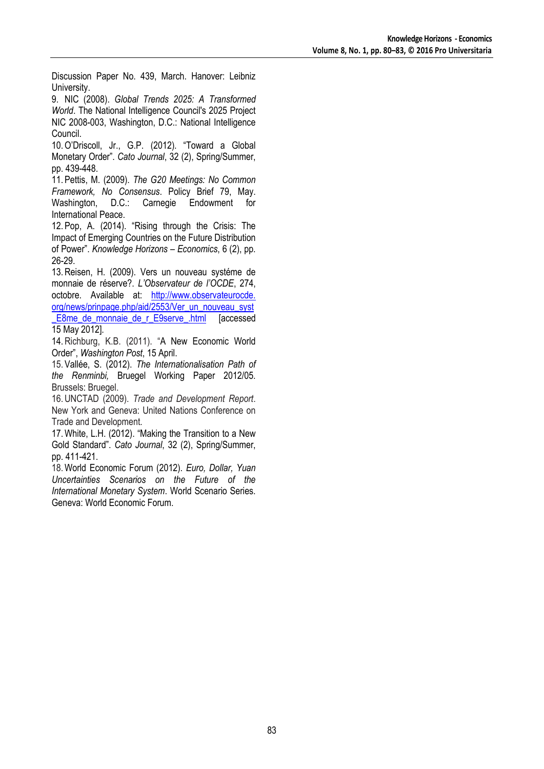Discussion Paper No. 439, March. Hanover: Leibniz University.

9. NIC (2008). *Global Trends 2025: A Transformed World*. The National Intelligence Council's 2025 Project NIC 2008-003, Washington, D.C.: National Intelligence Council.

10. O'Driscoll, Jr., G.P. (2012). "Toward a Global Monetary Order". *Cato Journal*, 32 (2), Spring/Summer, pp. 439-448.

11. Pettis, M. (2009). *The G20 Meetings: No Common Framework, No Consensus*. Policy Brief 79, May. Washington, D.C.: Carnegie Endowment for International Peace.

12. Pop, A. (2014). "Rising through the Crisis: The Impact of Emerging Countries on the Future Distribution of Power". *Knowledge Horizons – Economics*, 6 (2), pp. 26-29.

13. Reisen, H. (2009). Vers un nouveau systéme de monnaie de réserve?. *L'Observateur de l'OCDE*, 274, octobre. Available at: http://www.observateurocde.org/news/prinpage.php/aid/2553/Ver_un_nouveau_syst_E8me_de_monnaie_de_r_E9serve_.html [accessed 15 May 2012].

14. Richburg, K.B. (2011). "A New Economic World Order", *Washington Post*, 15 April.

15. Vallée, S. (2012). *The Internationalisation Path of the Renminbi,* Bruegel Working Paper 2012/05. Brussels: Bruegel.

16. UNCTAD (2009). *Trade and Development Report*. New York and Geneva: United Nations Conference on Trade and Development.

17. White, L.H. (2012). "Making the Transition to a New Gold Standard". *Cato Journal*, 32 (2), Spring/Summer, pp. 411-421.

18. World Economic Forum (2012). *Euro, Dollar, Yuan Uncertainties Scenarios on the Future of the International Monetary System*. World Scenario Series. Geneva: World Economic Forum.